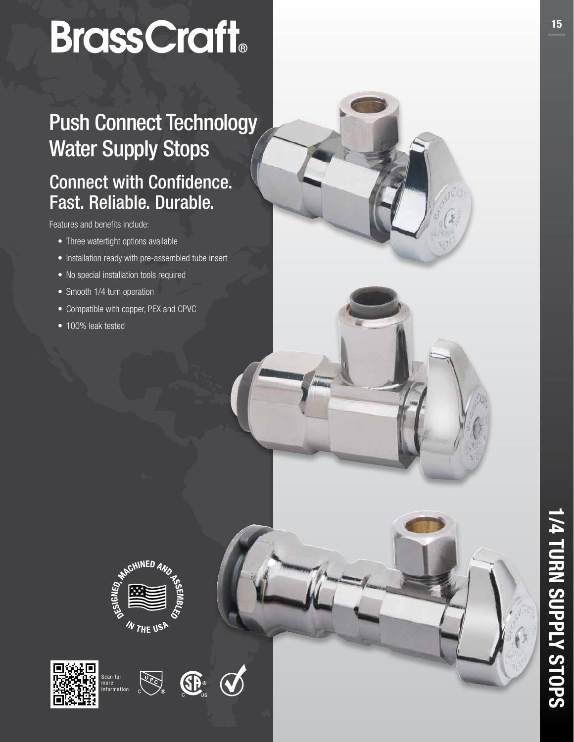# BrassCraft®

## Push Connect Technology Water Supply Stops

## Connect with Confidence. Fast. Reliable. Durable.

Features and benefits include:

- Three watertight options available
- Installation ready with pre-assembled tube insert
- No special installation tools required
- Smooth 1/4 turn operation
- Compatible with copper, PEX and CPVC
- 100% leak tested

DESIGNED, MACHINED AND ASSEMBLED IN THE USA

Scan for more information

1/4 TURN SUPPLY STOPS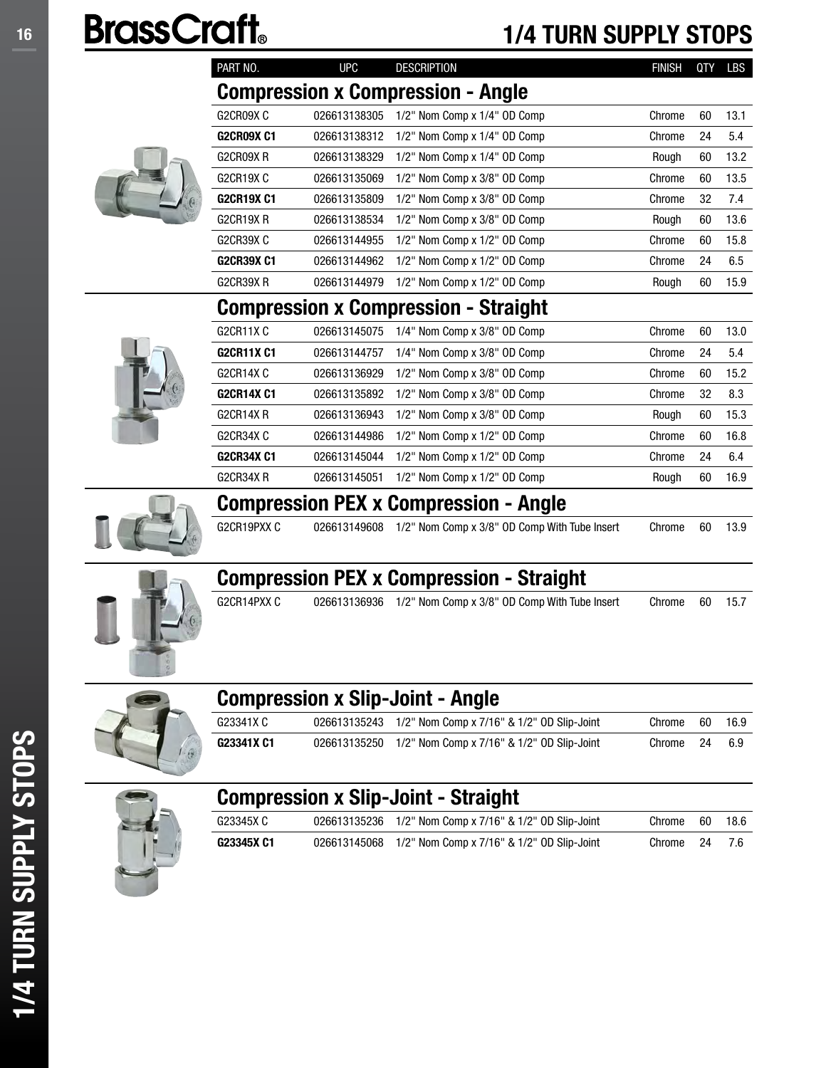# BrassCraft

## 1/4 TURN SUPPLY STOPS

| PART NO. | UPC | DESCRIPTION | FINISH | QTY | LBS |
|---|---|---|---|---|---|
| **Compression x Compression - Angle** | | | | | |
| G2CR09X C | 026613138305 | 1/2" Nom Comp x 1/4" OD Comp | Chrome | 60 | 13.1 |
| **G2CR09X C1** | 026613138312 | 1/2" Nom Comp x 1/4" OD Comp | Chrome | 24 | 5.4 |
| G2CR09X R | 026613138329 | 1/2" Nom Comp x 1/4" OD Comp | Rough | 60 | 13.2 |
| G2CR19X C | 026613135069 | 1/2" Nom Comp x 3/8" OD Comp | Chrome | 60 | 13.5 |
| **G2CR19X C1** | 026613135809 | 1/2" Nom Comp x 3/8" OD Comp | Chrome | 32 | 7.4 |
| G2CR19X R | 026613138534 | 1/2" Nom Comp x 3/8" OD Comp | Rough | 60 | 13.6 |
| G2CR39X C | 026613144955 | 1/2" Nom Comp x 1/2" OD Comp | Chrome | 60 | 15.8 |
| **G2CR39X C1** | 026613144962 | 1/2" Nom Comp x 1/2" OD Comp | Chrome | 24 | 6.5 |
| G2CR39X R | 026613144979 | 1/2" Nom Comp x 1/2" OD Comp | Rough | 60 | 15.9 |
| **Compression x Compression - Straight** | | | | | |
| G2CR11X C | 026613145075 | 1/4" Nom Comp x 3/8" OD Comp | Chrome | 60 | 13.0 |
| **G2CR11X C1** | 026613144757 | 1/4" Nom Comp x 3/8" OD Comp | Chrome | 24 | 5.4 |
| G2CR14X C | 026613136929 | 1/2" Nom Comp x 3/8" OD Comp | Chrome | 60 | 15.2 |
| **G2CR14X C1** | 026613135892 | 1/2" Nom Comp x 3/8" OD Comp | Chrome | 32 | 8.3 |
| G2CR14X R | 026613136943 | 1/2" Nom Comp x 3/8" OD Comp | Rough | 60 | 15.3 |
| G2CR34X C | 026613144986 | 1/2" Nom Comp x 1/2" OD Comp | Chrome | 60 | 16.8 |
| **G2CR34X C1** | 026613145044 | 1/2" Nom Comp x 1/2" OD Comp | Chrome | 24 | 6.4 |
| G2CR34X R | 026613145051 | 1/2" Nom Comp x 1/2" OD Comp | Rough | 60 | 16.9 |
| **Compression PEX x Compression - Angle** | | | | | |
| G2CR19PXX C | 026613149608 | 1/2" Nom Comp x 3/8" OD Comp With Tube Insert | Chrome | 60 | 13.9 |
| **Compression PEX x Compression - Straight** | | | | | |
| G2CR14PXX C | 026613136936 | 1/2" Nom Comp x 3/8" OD Comp With Tube Insert | Chrome | 60 | 15.7 |
| **Compression x Slip-Joint - Angle** | | | | | |
| G23341X C | 026613135243 | 1/2" Nom Comp x 7/16" & 1/2" OD Slip-Joint | Chrome | 60 | 16.9 |
| **G23341X C1** | 026613135250 | 1/2" Nom Comp x 7/16" & 1/2" OD Slip-Joint | Chrome | 24 | 6.9 |
| **Compression x Slip-Joint - Straight** | | | | | |
| G23345X C | 026613135236 | 1/2" Nom Comp x 7/16" & 1/2" OD Slip-Joint | Chrome | 60 | 18.6 |
| **G23345X C1** | 026613145068 | 1/2" Nom Comp x 7/16" & 1/2" OD Slip-Joint | Chrome | 24 | 7.6 |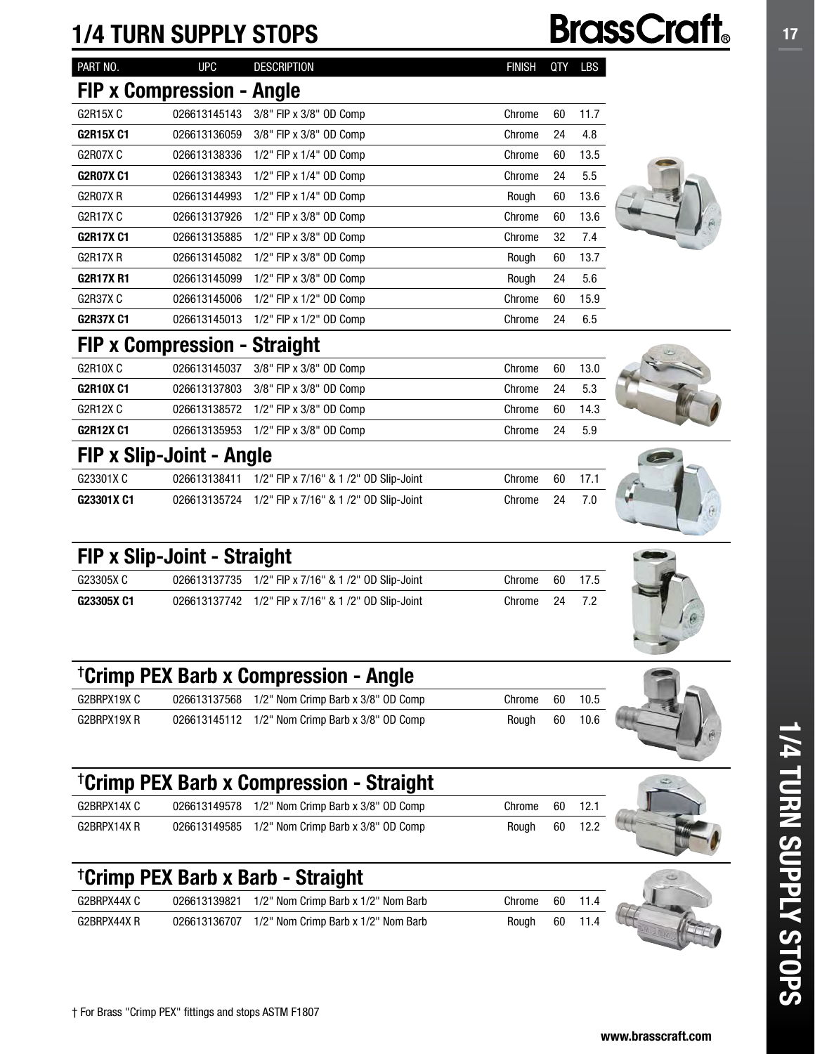# 1/4 TURN SUPPLY STOPS

BrassCraft®

| PART NO. | UPC | DESCRIPTION | FINISH | QTY | LBS |
|---|---|---|---|---|---|
| **FIP x Compression - Angle** | | | | | |
| G2R15X C | 026613145143 | 3/8" FIP x 3/8" OD Comp | Chrome | 60 | 11.7 |
| **G2R15X C1** | 026613136059 | 3/8" FIP x 3/8" OD Comp | Chrome | 24 | 4.8 |
| G2R07X C | 026613138336 | 1/2" FIP x 1/4" OD Comp | Chrome | 60 | 13.5 |
| **G2R07X C1** | 026613138343 | 1/2" FIP x 1/4" OD Comp | Chrome | 24 | 5.5 |
| G2R07X R | 026613144993 | 1/2" FIP x 1/4" OD Comp | Rough | 60 | 13.6 |
| G2R17X C | 026613137926 | 1/2" FIP x 3/8" OD Comp | Chrome | 60 | 13.6 |
| **G2R17X C1** | 026613135885 | 1/2" FIP x 3/8" OD Comp | Chrome | 32 | 7.4 |
| G2R17X R | 026613145082 | 1/2" FIP x 3/8" OD Comp | Rough | 60 | 13.7 |
| **G2R17X R1** | 026613145099 | 1/2" FIP x 3/8" OD Comp | Rough | 24 | 5.6 |
| G2R37X C | 026613145006 | 1/2" FIP x 1/2" OD Comp | Chrome | 60 | 15.9 |
| **G2R37X C1** | 026613145013 | 1/2" FIP x 1/2" OD Comp | Chrome | 24 | 6.5 |
| **FIP x Compression - Straight** | | | | | |
| G2R10X C | 026613145037 | 3/8" FIP x 3/8" OD Comp | Chrome | 60 | 13.0 |
| **G2R10X C1** | 026613137803 | 3/8" FIP x 3/8" OD Comp | Chrome | 24 | 5.3 |
| G2R12X C | 026613138572 | 1/2" FIP x 3/8" OD Comp | Chrome | 60 | 14.3 |
| **G2R12X C1** | 026613135953 | 1/2" FIP x 3/8" OD Comp | Chrome | 24 | 5.9 |
| **FIP x Slip-Joint - Angle** | | | | | |
| G23301X C | 026613138411 | 1/2" FIP x 7/16" & 1 /2" OD Slip-Joint | Chrome | 60 | 17.1 |
| **G23301X C1** | 026613135724 | 1/2" FIP x 7/16" & 1 /2" OD Slip-Joint | Chrome | 24 | 7.0 |
| **FIP x Slip-Joint - Straight** | | | | | |
| G23305X C | 026613137735 | 1/2" FIP x 7/16" & 1 /2" OD Slip-Joint | Chrome | 60 | 17.5 |
| **G23305X C1** | 026613137742 | 1/2" FIP x 7/16" & 1 /2" OD Slip-Joint | Chrome | 24 | 7.2 |
| **†Crimp PEX Barb x Compression - Angle** | | | | | |
| G2BRPX19X C | 026613137568 | 1/2" Nom Crimp Barb x 3/8" OD Comp | Chrome | 60 | 10.5 |
| G2BRPX19X R | 026613145112 | 1/2" Nom Crimp Barb x 3/8" OD Comp | Rough | 60 | 10.6 |
| **†Crimp PEX Barb x Compression - Straight** | | | | | |
| G2BRPX14X C | 026613149578 | 1/2" Nom Crimp Barb x 3/8" OD Comp | Chrome | 60 | 12.1 |
| G2BRPX14X R | 026613149585 | 1/2" Nom Crimp Barb x 3/8" OD Comp | Rough | 60 | 12.2 |
| **†Crimp PEX Barb x Barb - Straight** | | | | | |
| G2BRPX44X C | 026613139821 | 1/2" Nom Crimp Barb x 1/2" Nom Barb | Chrome | 60 | 11.4 |
| G2BRPX44X R | 026613136707 | 1/2" Nom Crimp Barb x 1/2" Nom Barb | Rough | 60 | 11.4 |

† For Brass "Crimp PEX" fittings and stops ASTM F1807

www.brasscraft.com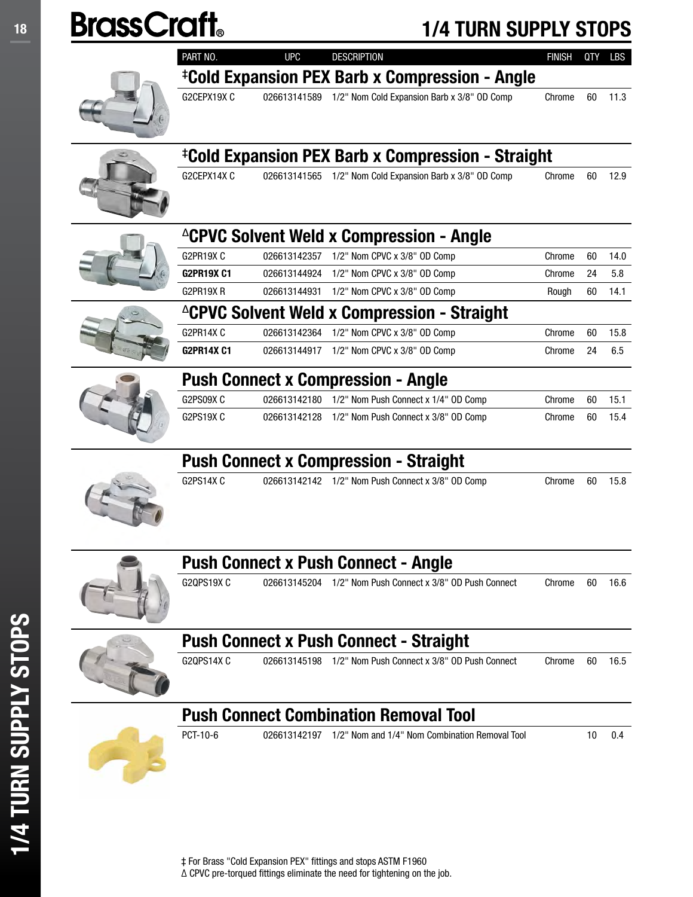# BrassCraft

# 1/4 TURN SUPPLY STOPS

| PART NO. | UPC | DESCRIPTION | FINISH | QTY | LBS |
|---|---|---|---|---|---|
| **‡Cold Expansion PEX Barb x Compression - Angle** | | | | | |
| G2CEPX19X C | 026613141589 | 1/2" Nom Cold Expansion Barb x 3/8" OD Comp | Chrome | 60 | 11.3 |
| **‡Cold Expansion PEX Barb x Compression - Straight** | | | | | |
| G2CEPX14X C | 026613141565 | 1/2" Nom Cold Expansion Barb x 3/8" OD Comp | Chrome | 60 | 12.9 |
| **ΔCPVC Solvent Weld x Compression - Angle** | | | | | |
| G2PR19X C | 026613142357 | 1/2" Nom CPVC x 3/8" OD Comp | Chrome | 60 | 14.0 |
| **G2PR19X C1** | 026613144924 | 1/2" Nom CPVC x 3/8" OD Comp | Chrome | 24 | 5.8 |
| G2PR19X R | 026613144931 | 1/2" Nom CPVC x 3/8" OD Comp | Rough | 60 | 14.1 |
| **ΔCPVC Solvent Weld x Compression - Straight** | | | | | |
| G2PR14X C | 026613142364 | 1/2" Nom CPVC x 3/8" OD Comp | Chrome | 60 | 15.8 |
| **G2PR14X C1** | 026613144917 | 1/2" Nom CPVC x 3/8" OD Comp | Chrome | 24 | 6.5 |
| **Push Connect x Compression - Angle** | | | | | |
| G2PS09X C | 026613142180 | 1/2" Nom Push Connect x 1/4" OD Comp | Chrome | 60 | 15.1 |
| G2PS19X C | 026613142128 | 1/2" Nom Push Connect x 3/8" OD Comp | Chrome | 60 | 15.4 |
| **Push Connect x Compression - Straight** | | | | | |
| G2PS14X C | 026613142142 | 1/2" Nom Push Connect x 3/8" OD Comp | Chrome | 60 | 15.8 |
| **Push Connect x Push Connect - Angle** | | | | | |
| G2QPS19X C | 026613145204 | 1/2" Nom Push Connect x 3/8" OD Push Connect | Chrome | 60 | 16.6 |
| **Push Connect x Push Connect - Straight** | | | | | |
| G2QPS14X C | 026613145198 | 1/2" Nom Push Connect x 3/8" OD Push Connect | Chrome | 60 | 16.5 |
| **Push Connect Combination Removal Tool** | | | | | |
| PCT-10-6 | 026613142197 | 1/2" Nom and 1/4" Nom Combination Removal Tool | | 10 | 0.4 |

‡ For Brass "Cold Expansion PEX" fittings and stops ASTM F1960

Δ CPVC pre-torqued fittings eliminate the need for tightening on the job.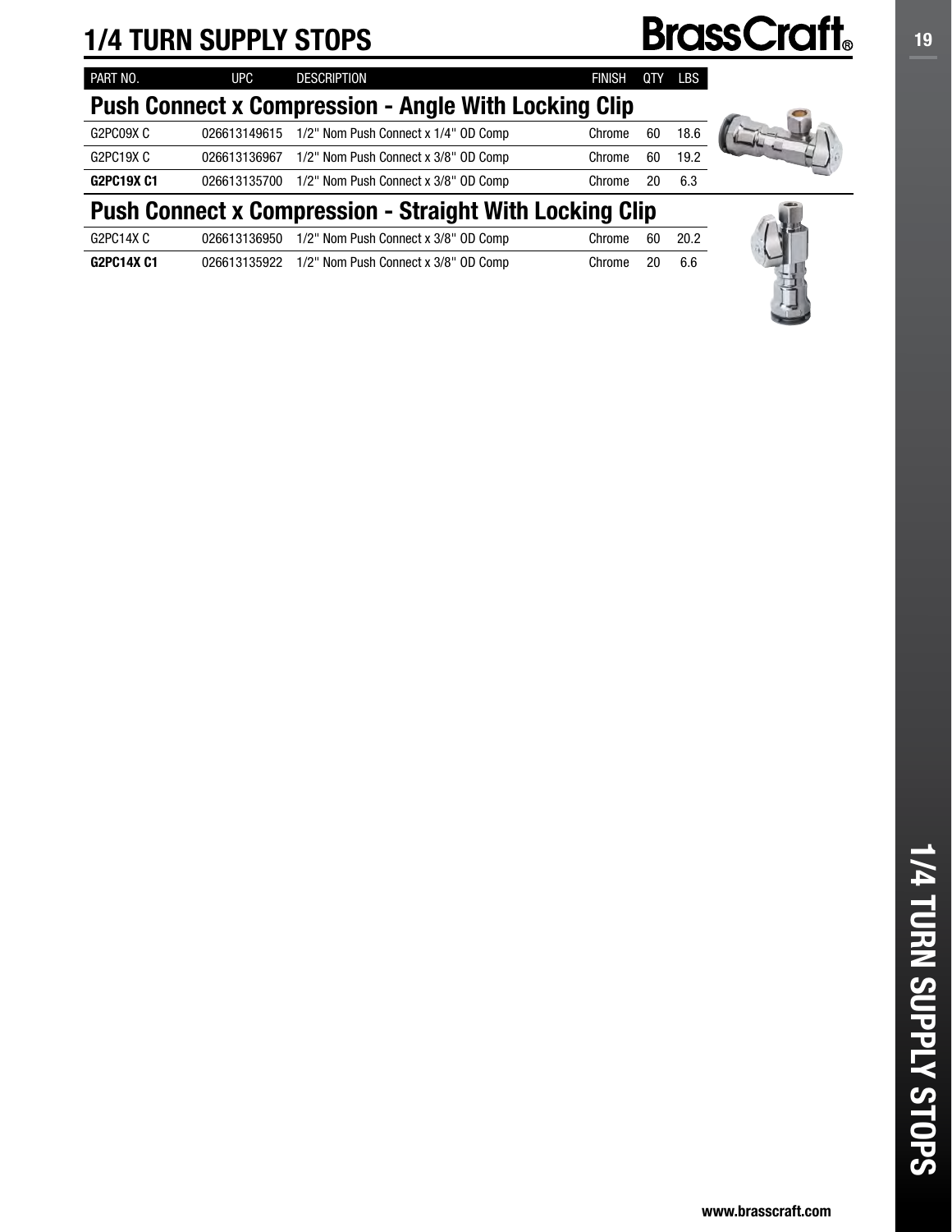# 1/4 TURN SUPPLY STOPS

| PART NO. | UPC | DESCRIPTION | FINISH | QTY | LBS |
| --- | --- | --- | --- | --- | --- |
| **Push Connect x Compression - Angle With Locking Clip** | | | | | |
| G2PC09X C | 026613149615 | 1/2" Nom Push Connect x 1/4" OD Comp | Chrome | 60 | 18.6 |
| G2PC19X C | 026613136967 | 1/2" Nom Push Connect x 3/8" OD Comp | Chrome | 60 | 19.2 |
| **G2PC19X C1** | 026613135700 | 1/2" Nom Push Connect x 3/8" OD Comp | Chrome | 20 | 6.3 |
| **Push Connect x Compression - Straight With Locking Clip** | | | | | |
| G2PC14X C | 026613136950 | 1/2" Nom Push Connect x 3/8" OD Comp | Chrome | 60 | 20.2 |
| **G2PC14X C1** | 026613135922 | 1/2" Nom Push Connect x 3/8" OD Comp | Chrome | 20 | 6.6 |